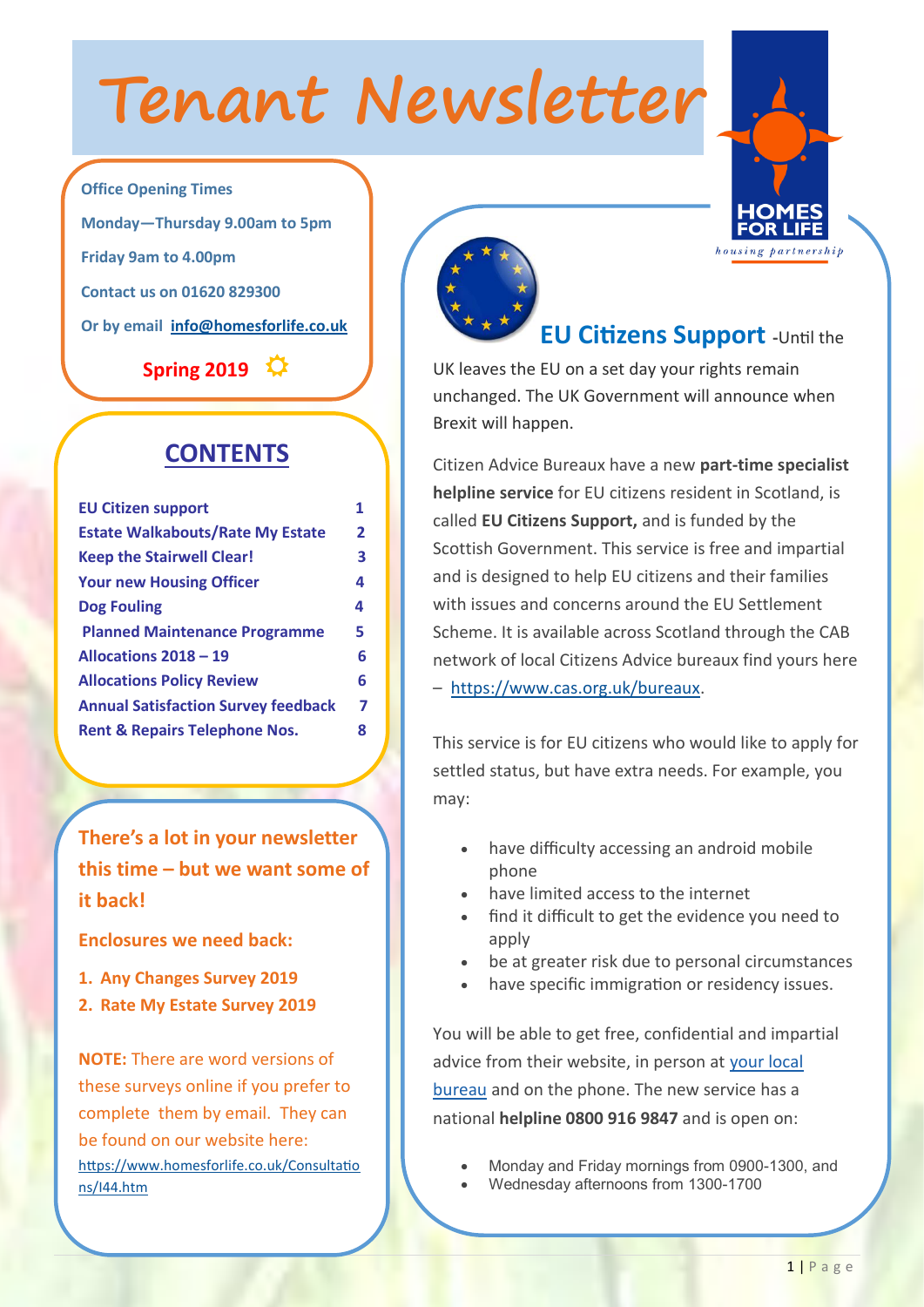# Tenant Newsletter

**Office Opening Times**

**Monday—Thursday 9.00am to 5pm**

**Friday 9am to 4.00pm**

**Contact us on 01620 829300**

**Or by email info@homesforlife.co.uk**

**Spring 2019**

HOMES FOR LIFE
housing partnership

## CONTENTS

| | |
|---|---|
| EU Citizen support | 1 |
| Estate Walkabouts/Rate My Estate | 2 |
| Keep the Stairwell Clear! | 3 |
| Your new Housing Officer | 4 |
| Dog Fouling | 4 |
| Planned Maintenance Programme | 5 |
| Allocations 2018 – 19 | 6 |
| Allocations Policy Review | 6 |
| Annual Satisfaction Survey feedback | 7 |
| Rent & Repairs Telephone Nos. | 8 |

### There's a lot in your newsletter this time – but we want some of it back!

**Enclosures we need back:**

1. **Any Changes Survey 2019**
2. **Rate My Estate Survey 2019**

**NOTE:** There are word versions of these surveys online if you prefer to complete them by email. They can be found on our website here: https://www.homesforlife.co.uk/Consultations/I44.htm

## EU Citizens Support

-Until the UK leaves the EU on a set day your rights remain unchanged. The UK Government will announce when Brexit will happen.

Citizen Advice Bureaux have a new **part-time specialist helpline service** for EU citizens resident in Scotland, is called **EU Citizens Support,** and is funded by the Scottish Government. This service is free and impartial and is designed to help EU citizens and their families with issues and concerns around the EU Settlement Scheme. It is available across Scotland through the CAB network of local Citizens Advice bureaux find yours here – https://www.cas.org.uk/bureaux.

This service is for EU citizens who would like to apply for settled status, but have extra needs. For example, you may:

- have difficulty accessing an android mobile phone
- have limited access to the internet
- find it difficult to get the evidence you need to apply
- be at greater risk due to personal circumstances
- have specific immigration or residency issues.

You will be able to get free, confidential and impartial advice from their website, in person at your local bureau and on the phone. The new service has a national **helpline 0800 916 9847** and is open on:

- Monday and Friday mornings from 0900-1300, and
- Wednesday afternoons from 1300-1700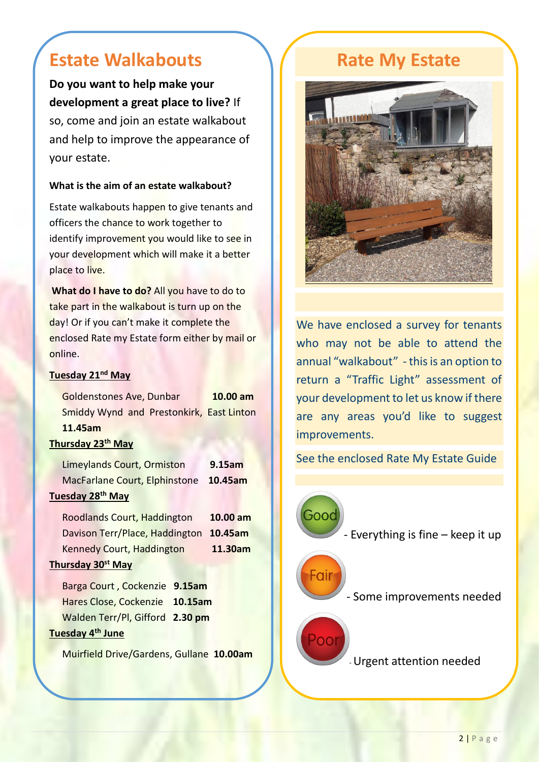## Estate Walkabouts

**Do you want to help make your development a great place to live?** If so, come and join an estate walkabout and help to improve the appearance of your estate.

**What is the aim of an estate walkabout?**

Estate walkabouts happen to give tenants and officers the chance to work together to identify improvement you would like to see in your development which will make it a better place to live.

**What do I have to do?** All you have to do to take part in the walkabout is turn up on the day! Or if you can't make it complete the enclosed Rate my Estate form either by mail or online.

**Tuesday 21st May**

- Goldenstones Ave, Dunbar **10.00 am**
- Smiddy Wynd and Prestonkirk, East Linton **11.45am**

**Thursday 23th May**

- Limeylands Court, Ormiston **9.15am**
- MacFarlane Court, Elphinstone **10.45am**

**Tuesday 28th May**

- Roodlands Court, Haddington **10.00 am**
- Davison Terr/Place, Haddington **10.45am**
- Kennedy Court, Haddington **11.30am**

**Thursday 30st May**

- Barga Court , Cockenzie **9.15am**
- Hares Close, Cockenzie **10.15am**
- Walden Terr/Pl, Gifford **2.30 pm**

**Tuesday 4th June**

- Muirfield Drive/Gardens, Gullane **10.00am**

## Rate My Estate

We have enclosed a survey for tenants who may not be able to attend the annual "walkabout" - this is an option to return a "Traffic Light" assessment of your development to let us know if there are any areas you'd like to suggest improvements.

See the enclosed Rate My Estate Guide

- Good - Everything is fine – keep it up
- Fair - Some improvements needed
- Poor - Urgent attention needed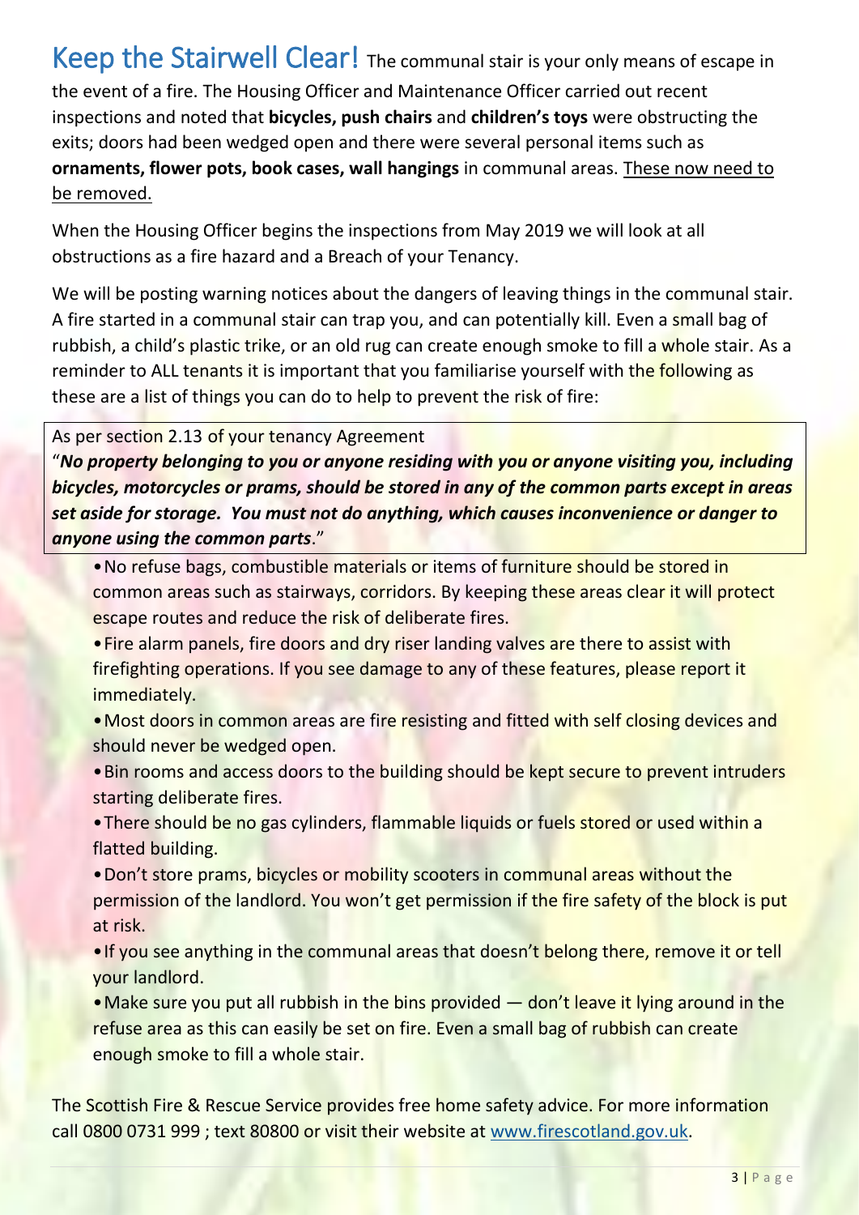## Keep the Stairwell Clear!

The communal stair is your only means of escape in the event of a fire. The Housing Officer and Maintenance Officer carried out recent inspections and noted that **bicycles, push chairs** and **children's toys** were obstructing the exits; doors had been wedged open and there were several personal items such as **ornaments, flower pots, book cases, wall hangings** in communal areas. <u>These now need to be removed.</u>

When the Housing Officer begins the inspections from May 2019 we will look at all obstructions as a fire hazard and a Breach of your Tenancy.

We will be posting warning notices about the dangers of leaving things in the communal stair. A fire started in a communal stair can trap you, and can potentially kill. Even a small bag of rubbish, a child's plastic trike, or an old rug can create enough smoke to fill a whole stair. As a reminder to ALL tenants it is important that you familiarise yourself with the following as these are a list of things you can do to help to prevent the risk of fire:

> As per section 2.13 of your tenancy Agreement
>
> "***No property belonging to you or anyone residing with you or anyone visiting you, including bicycles, motorcycles or prams, should be stored in any of the common parts except in areas set aside for storage. You must not do anything, which causes inconvenience or danger to anyone using the common parts***."

- No refuse bags, combustible materials or items of furniture should be stored in common areas such as stairways, corridors. By keeping these areas clear it will protect escape routes and reduce the risk of deliberate fires.
- Fire alarm panels, fire doors and dry riser landing valves are there to assist with firefighting operations. If you see damage to any of these features, please report it immediately.
- Most doors in common areas are fire resisting and fitted with self closing devices and should never be wedged open.
- Bin rooms and access doors to the building should be kept secure to prevent intruders starting deliberate fires.
- There should be no gas cylinders, flammable liquids or fuels stored or used within a flatted building.
- Don't store prams, bicycles or mobility scooters in communal areas without the permission of the landlord. You won't get permission if the fire safety of the block is put at risk.
- If you see anything in the communal areas that doesn't belong there, remove it or tell your landlord.
- Make sure you put all rubbish in the bins provided — don't leave it lying around in the refuse area as this can easily be set on fire. Even a small bag of rubbish can create enough smoke to fill a whole stair.

The Scottish Fire & Rescue Service provides free home safety advice. For more information call 0800 0731 999 ; text 80800 or visit their website at [www.firescotland.gov.uk](http://www.firescotland.gov.uk).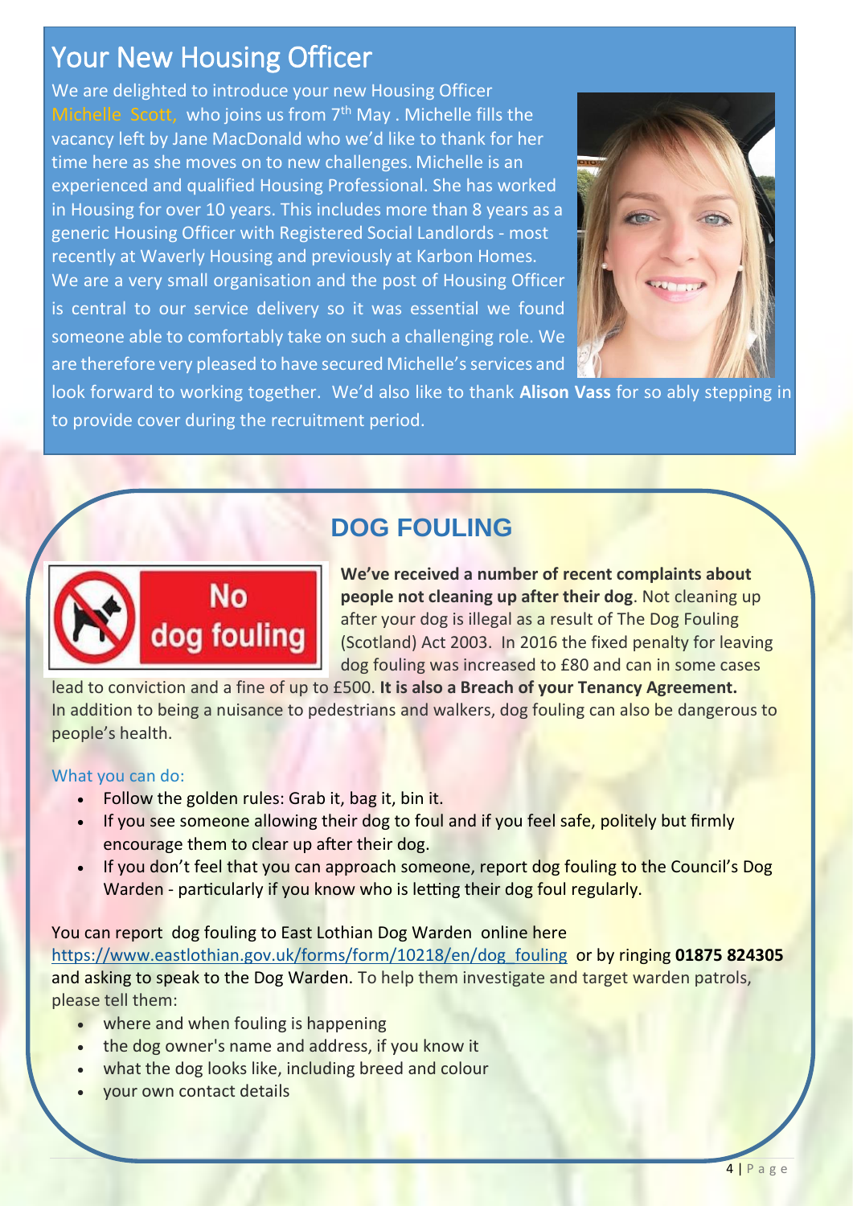# Your New Housing Officer

We are delighted to introduce your new Housing Officer Michelle Scott, who joins us from 7th May . Michelle fills the vacancy left by Jane MacDonald who we'd like to thank for her time here as she moves on to new challenges. Michelle is an experienced and qualified Housing Professional. She has worked in Housing for over 10 years. This includes more than 8 years as a generic Housing Officer with Registered Social Landlords - most recently at Waverly Housing and previously at Karbon Homes. We are a very small organisation and the post of Housing Officer is central to our service delivery so it was essential we found someone able to comfortably take on such a challenging role. We are therefore very pleased to have secured Michelle's services and look forward to working together. We'd also like to thank **Alison Vass** for so ably stepping in to provide cover during the recruitment period.

## DOG FOULING

No dog fouling

**We've received a number of recent complaints about people not cleaning up after their dog**. Not cleaning up after your dog is illegal as a result of The Dog Fouling (Scotland) Act 2003. In 2016 the fixed penalty for leaving dog fouling was increased to £80 and can in some cases lead to conviction and a fine of up to £500. **It is also a Breach of your Tenancy Agreement.** In addition to being a nuisance to pedestrians and walkers, dog fouling can also be dangerous to people's health.

### What you can do:

- Follow the golden rules: Grab it, bag it, bin it.
- If you see someone allowing their dog to foul and if you feel safe, politely but firmly encourage them to clear up after their dog.
- If you don't feel that you can approach someone, report dog fouling to the Council's Dog Warden - particularly if you know who is letting their dog foul regularly.

You can report dog fouling to East Lothian Dog Warden online here https://www.eastlothian.gov.uk/forms/form/10218/en/dog_fouling or by ringing **01875 824305** and asking to speak to the Dog Warden. To help them investigate and target warden patrols, please tell them:

- where and when fouling is happening
- the dog owner's name and address, if you know it
- what the dog looks like, including breed and colour
- your own contact details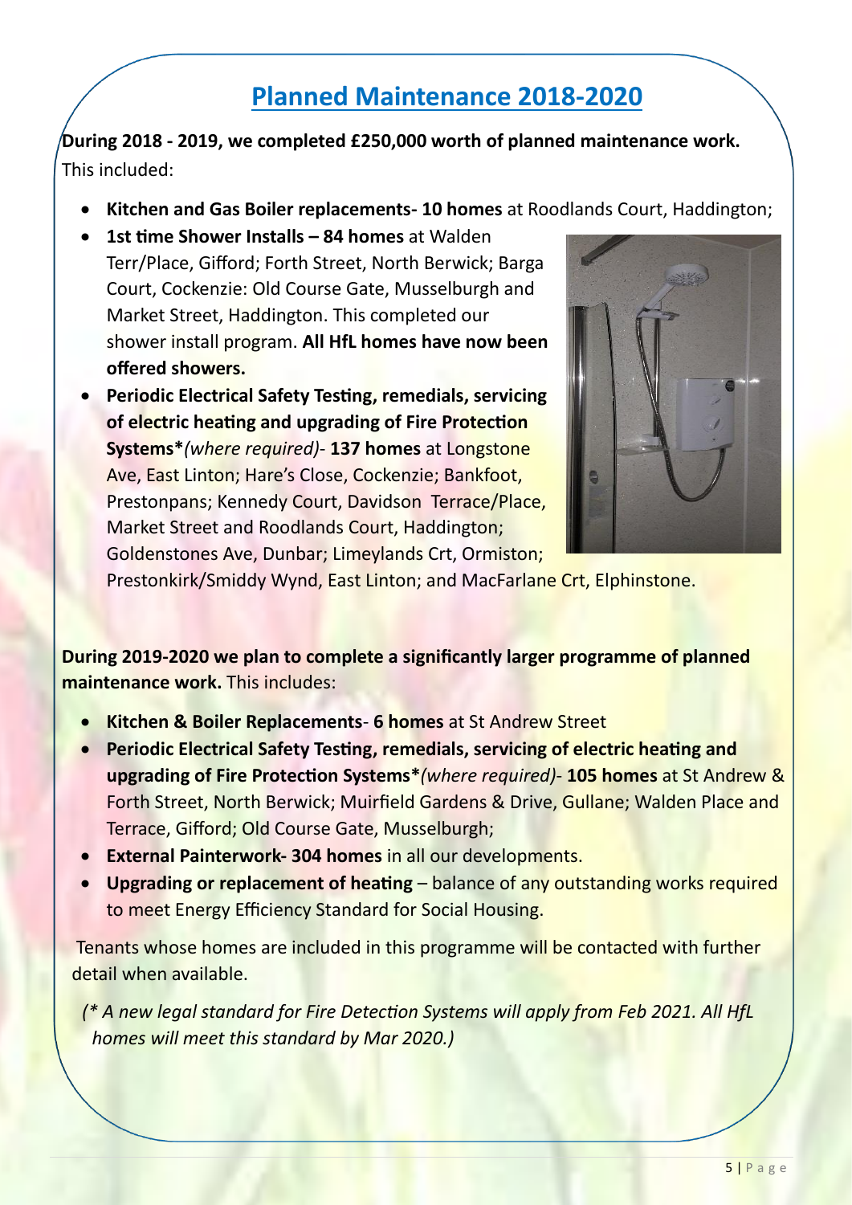# Planned Maintenance 2018-2020

**During 2018 - 2019, we completed £250,000 worth of planned maintenance work.** This included:

- **Kitchen and Gas Boiler replacements- 10 homes** at Roodlands Court, Haddington;
- **1st time Shower Installs – 84 homes** at Walden Terr/Place, Gifford; Forth Street, North Berwick; Barga Court, Cockenzie: Old Course Gate, Musselburgh and Market Street, Haddington. This completed our shower install program. **All HfL homes have now been offered showers.**
- **Periodic Electrical Safety Testing, remedials, servicing of electric heating and upgrading of Fire Protection Systems*** *(where required)*- **137 homes** at Longstone Ave, East Linton; Hare's Close, Cockenzie; Bankfoot, Prestonpans; Kennedy Court, Davidson Terrace/Place, Market Street and Roodlands Court, Haddington; Goldenstones Ave, Dunbar; Limeylands Crt, Ormiston; Prestonkirk/Smiddy Wynd, East Linton; and MacFarlane Crt, Elphinstone.

**During 2019-2020 we plan to complete a significantly larger programme of planned maintenance work.** This includes:

- **Kitchen & Boiler Replacements**- **6 homes** at St Andrew Street
- **Periodic Electrical Safety Testing, remedials, servicing of electric heating and upgrading of Fire Protection Systems*** *(where required)*- **105 homes** at St Andrew & Forth Street, North Berwick; Muirfield Gardens & Drive, Gullane; Walden Place and Terrace, Gifford; Old Course Gate, Musselburgh;
- **External Painterwork- 304 homes** in all our developments.
- **Upgrading or replacement of heating** – balance of any outstanding works required to meet Energy Efficiency Standard for Social Housing.

Tenants whose homes are included in this programme will be contacted with further detail when available.

*(* A new legal standard for Fire Detection Systems will apply from Feb 2021. All HfL homes will meet this standard by Mar 2020.)*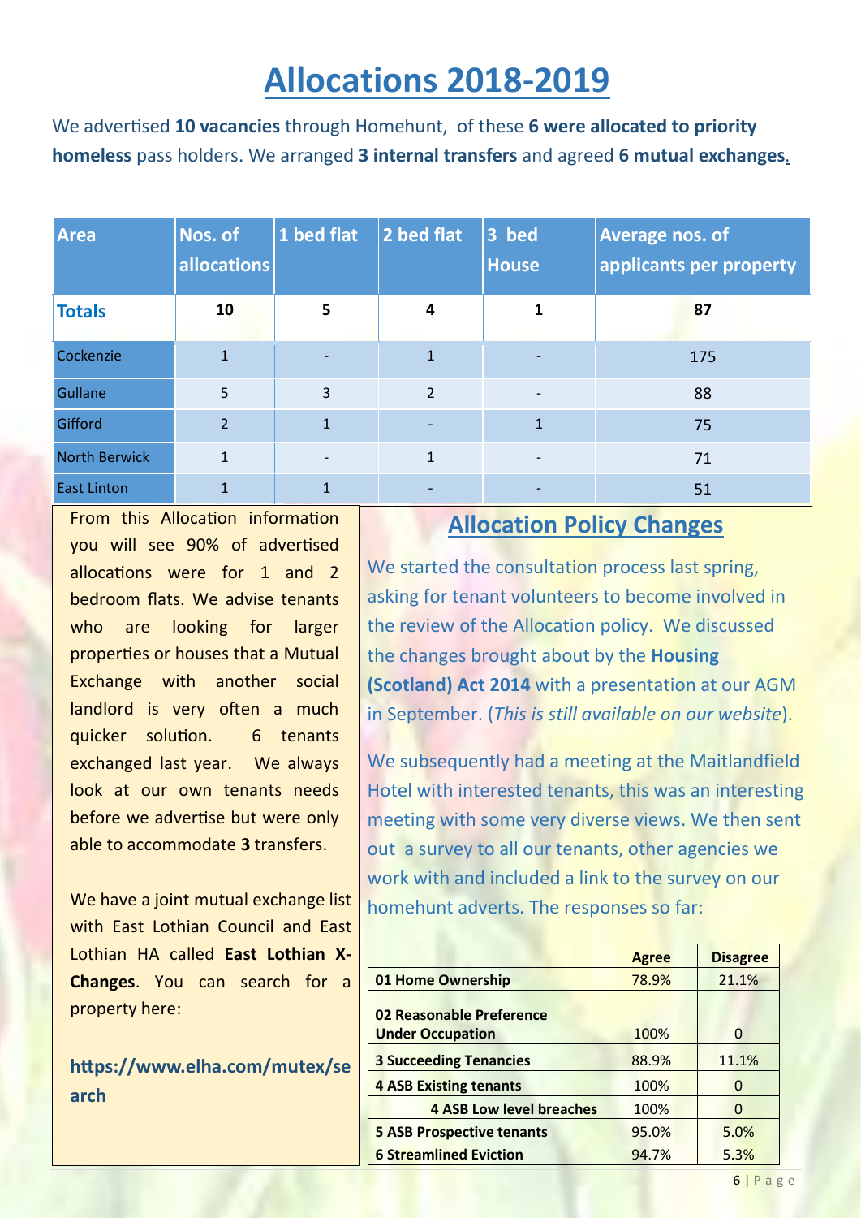# Allocations 2018-2019

We advertised **10 vacancies** through Homehunt, of these **6 were allocated to priority homeless** pass holders. We arranged **3 internal transfers** and agreed **6 mutual exchanges**.

| Area | Nos. of allocations | 1 bed flat | 2 bed flat | 3 bed House | Average nos. of applicants per property |
|---|---|---|---|---|---|
| **Totals** | **10** | **5** | **4** | **1** | **87** |
| Cockenzie | 1 | - | 1 | - | 175 |
| Gullane | 5 | 3 | 2 | - | 88 |
| Gifford | 2 | 1 | - | 1 | 75 |
| North Berwick | 1 | - | 1 | - | 71 |
| East Linton | 1 | 1 | - | - | 51 |

From this Allocation information you will see 90% of advertised allocations were for 1 and 2 bedroom flats. We advise tenants who are looking for larger properties or houses that a Mutual Exchange with another social landlord is very often a much quicker solution. 6 tenants exchanged last year. We always look at our own tenants needs before we advertise but were only able to accommodate **3** transfers.

We have a joint mutual exchange list with East Lothian Council and East Lothian HA called **East Lothian X-Changes**. You can search for a property here:

**https://www.elha.com/mutex/search**

## Allocation Policy Changes

We started the consultation process last spring, asking for tenant volunteers to become involved in the review of the Allocation policy. We discussed the changes brought about by the **Housing (Scotland) Act 2014** with a presentation at our AGM in September. (*This is still available on our website*).

We subsequently had a meeting at the Maitlandfield Hotel with interested tenants, this was an interesting meeting with some very diverse views. We then sent out a survey to all our tenants, other agencies we work with and included a link to the survey on our homehunt adverts. The responses so far:

| | Agree | Disagree |
|---|---|---|
| **01 Home Ownership** | 78.9% | 21.1% |
| **02 Reasonable Preference Under Occupation** | 100% | 0 |
| **3 Succeeding Tenancies** | 88.9% | 11.1% |
| **4 ASB Existing tenants** | 100% | 0 |
| **4 ASB Low level breaches** | 100% | 0 |
| **5 ASB Prospective tenants** | 95.0% | 5.0% |
| **6 Streamlined Eviction** | 94.7% | 5.3% |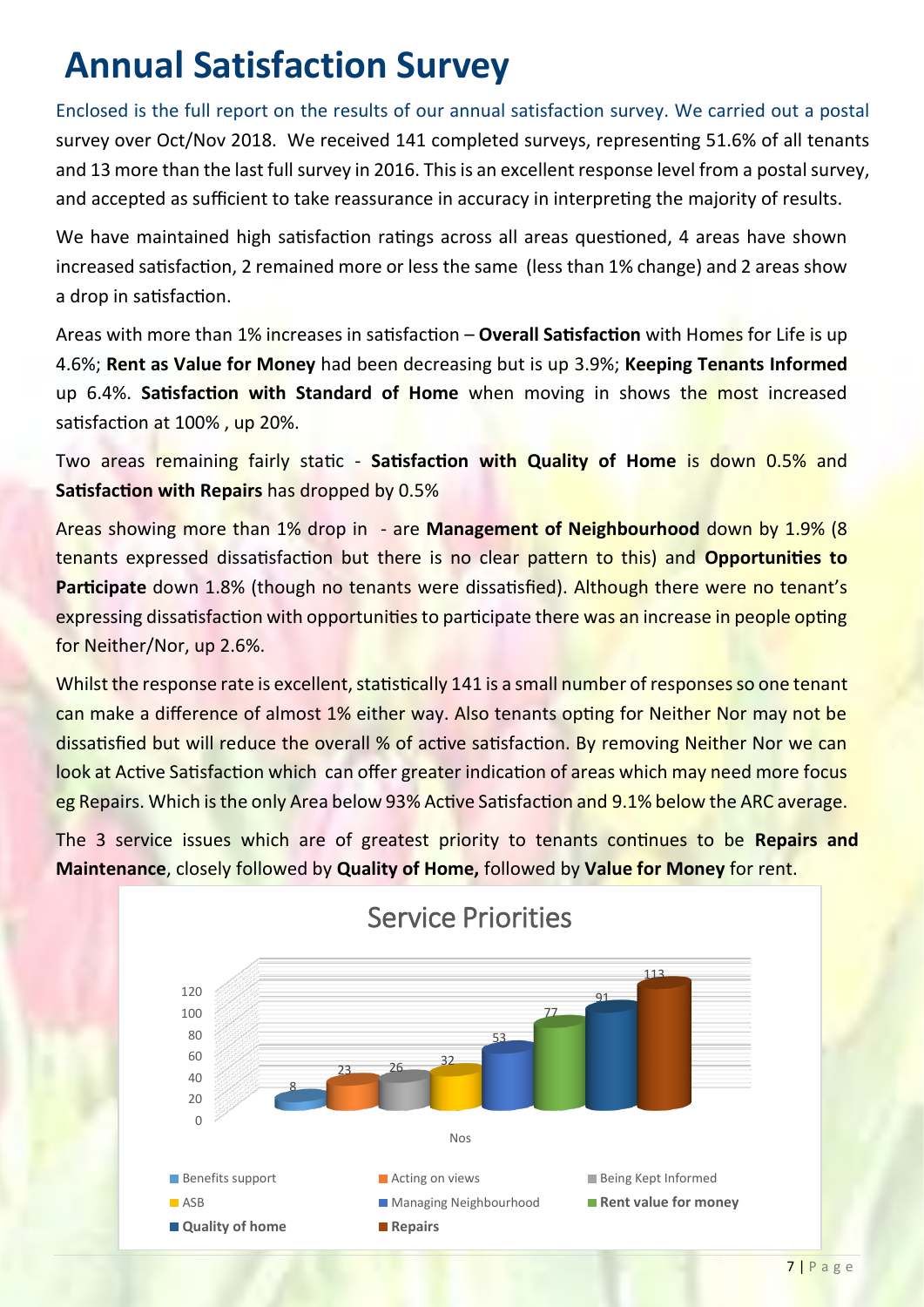# Annual Satisfaction Survey

Enclosed is the full report on the results of our annual satisfaction survey. We carried out a postal survey over Oct/Nov 2018. We received 141 completed surveys, representing 51.6% of all tenants and 13 more than the last full survey in 2016. This is an excellent response level from a postal survey, and accepted as sufficient to take reassurance in accuracy in interpreting the majority of results.

We have maintained high satisfaction ratings across all areas questioned, 4 areas have shown increased satisfaction, 2 remained more or less the same (less than 1% change) and 2 areas show a drop in satisfaction.

Areas with more than 1% increases in satisfaction – **Overall Satisfaction** with Homes for Life is up 4.6%; **Rent as Value for Money** had been decreasing but is up 3.9%; **Keeping Tenants Informed** up 6.4%. **Satisfaction with Standard of Home** when moving in shows the most increased satisfaction at 100% , up 20%.

Two areas remaining fairly static - **Satisfaction with Quality of Home** is down 0.5% and **Satisfaction with Repairs** has dropped by 0.5%

Areas showing more than 1% drop in - are **Management of Neighbourhood** down by 1.9% (8 tenants expressed dissatisfaction but there is no clear pattern to this) and **Opportunities to Participate** down 1.8% (though no tenants were dissatisfied). Although there were no tenant's expressing dissatisfaction with opportunities to participate there was an increase in people opting for Neither/Nor, up 2.6%.

Whilst the response rate is excellent, statistically 141 is a small number of responses so one tenant can make a difference of almost 1% either way. Also tenants opting for Neither Nor may not be dissatisfied but will reduce the overall % of active satisfaction. By removing Neither Nor we can look at Active Satisfaction which can offer greater indication of areas which may need more focus eg Repairs. Which is the only Area below 93% Active Satisfaction and 9.1% below the ARC average.

The 3 service issues which are of greatest priority to tenants continues to be **Repairs and Maintenance**, closely followed by **Quality of Home,** followed by **Value for Money** for rent.

**Service Priorities** (Nos)

| Service | Nos |
|---|---|
| Benefits support | 8 |
| Acting on views | 23 |
| Being Kept Informed | 26 |
| ASB | 32 |
| Managing Neighbourhood | 53 |
| Rent value for money | 77 |
| Quality of home | 91 |
| Repairs | 113 |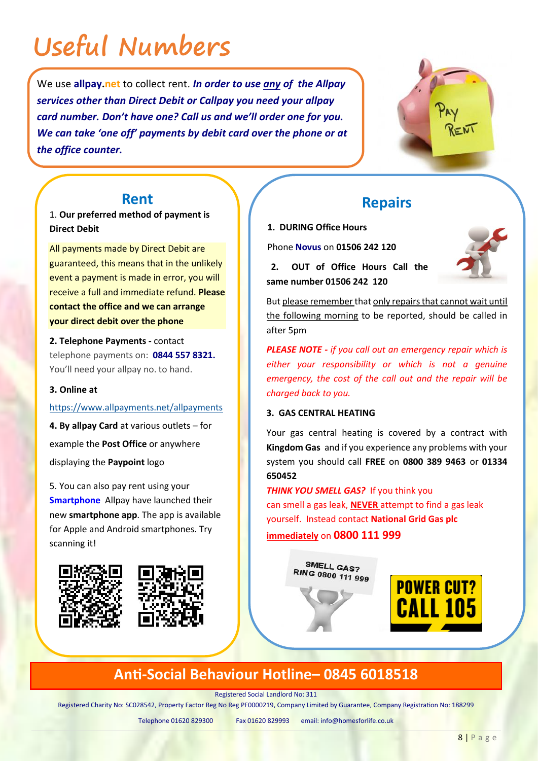# Useful Numbers

We use **allpay.net** to collect rent. ***In order to use any of the Allpay services other than Direct Debit or Callpay you need your allpay card number. Don't have one? Call us and we'll order one for you. We can take 'one off' payments by debit card over the phone or at the office counter.***

## Rent

1. **Our preferred method of payment is Direct Debit**

All payments made by Direct Debit are guaranteed, this means that in the unlikely event a payment is made in error, you will receive a full and immediate refund. **Please contact the office and we can arrange your direct debit over the phone**

2. **Telephone Payments -** contact telephone payments on: **0844 557 8321.** You'll need your allpay no. to hand.

3. **Online at**

https://www.allpayments.net/allpayments

4. **By allpay Card** at various outlets – for example the **Post Office** or anywhere displaying the **Paypoint** logo

5. You can also pay rent using your **Smartphone** Allpay have launched their new **smartphone app**. The app is available for Apple and Android smartphones. Try scanning it!

## Repairs

1. **DURING Office Hours**

Phone **Novus** on **01506 242 120**

2. **OUT of Office Hours Call the same number 01506 242 120**

But please remember that only repairs that cannot wait until the following morning to be reported, should be called in after 5pm

***PLEASE NOTE -*** *if you call out an emergency repair which is either your responsibility or which is not a genuine emergency, the cost of the call out and the repair will be charged back to you.*

3. **GAS CENTRAL HEATING**

Your gas central heating is covered by a contract with **Kingdom Gas** and if you experience any problems with your system you should call **FREE** on **0800 389 9463** or **01334 650452**

***THINK YOU SMELL GAS?*** If you think you can smell a gas leak, **NEVER** attempt to find a gas leak yourself. Instead contact **National Grid Gas plc** **immediately** on **0800 111 999**

SMELL GAS? RING 0800 111 999

POWER CUT? CALL 105

## Anti-Social Behaviour Hotline– 0845 6018518

Registered Social Landlord No: 311

Registered Charity No: SC028542, Property Factor Reg No Reg PF0000219, Company Limited by Guarantee, Company Registration No: 188299

Telephone 01620 829300 Fax 01620 829993 email: info@homesforlife.co.uk